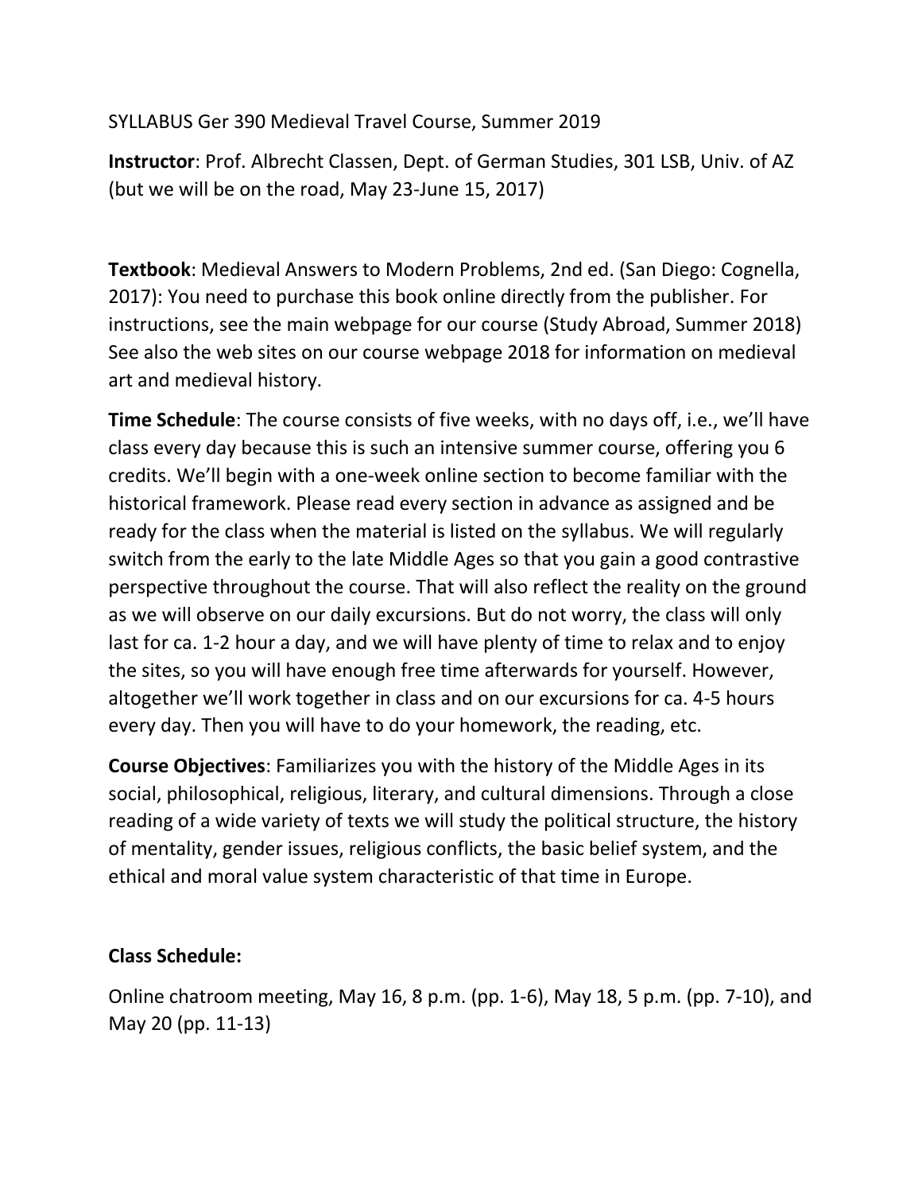SYLLABUS Ger 390 Medieval Travel Course, Summer 2019

**Instructor**: Prof. Albrecht Classen, Dept. of German Studies, 301 LSB, Univ. of AZ (but we will be on the road, May 23-June 15, 2017)

**Textbook**: Medieval Answers to Modern Problems, 2nd ed. (San Diego: Cognella, 2017): You need to purchase this book online directly from the publisher. For instructions, see the main webpage for our course (Study Abroad, Summer 2018) See also the web sites on our course webpage 2018 for information on medieval art and medieval history.

**Time Schedule**: The course consists of five weeks, with no days off, i.e., we'll have class every day because this is such an intensive summer course, offering you 6 credits. We'll begin with a one-week online section to become familiar with the historical framework. Please read every section in advance as assigned and be ready for the class when the material is listed on the syllabus. We will regularly switch from the early to the late Middle Ages so that you gain a good contrastive perspective throughout the course. That will also reflect the reality on the ground as we will observe on our daily excursions. But do not worry, the class will only last for ca. 1-2 hour a day, and we will have plenty of time to relax and to enjoy the sites, so you will have enough free time afterwards for yourself. However, altogether we'll work together in class and on our excursions for ca. 4-5 hours every day. Then you will have to do your homework, the reading, etc.

**Course Objectives**: Familiarizes you with the history of the Middle Ages in its social, philosophical, religious, literary, and cultural dimensions. Through a close reading of a wide variety of texts we will study the political structure, the history of mentality, gender issues, religious conflicts, the basic belief system, and the ethical and moral value system characteristic of that time in Europe.

**Class Schedule:**

Online chatroom meeting, May 16, 8 p.m. (pp. 1-6), May 18, 5 p.m. (pp. 7-10), and May 20 (pp. 11-13)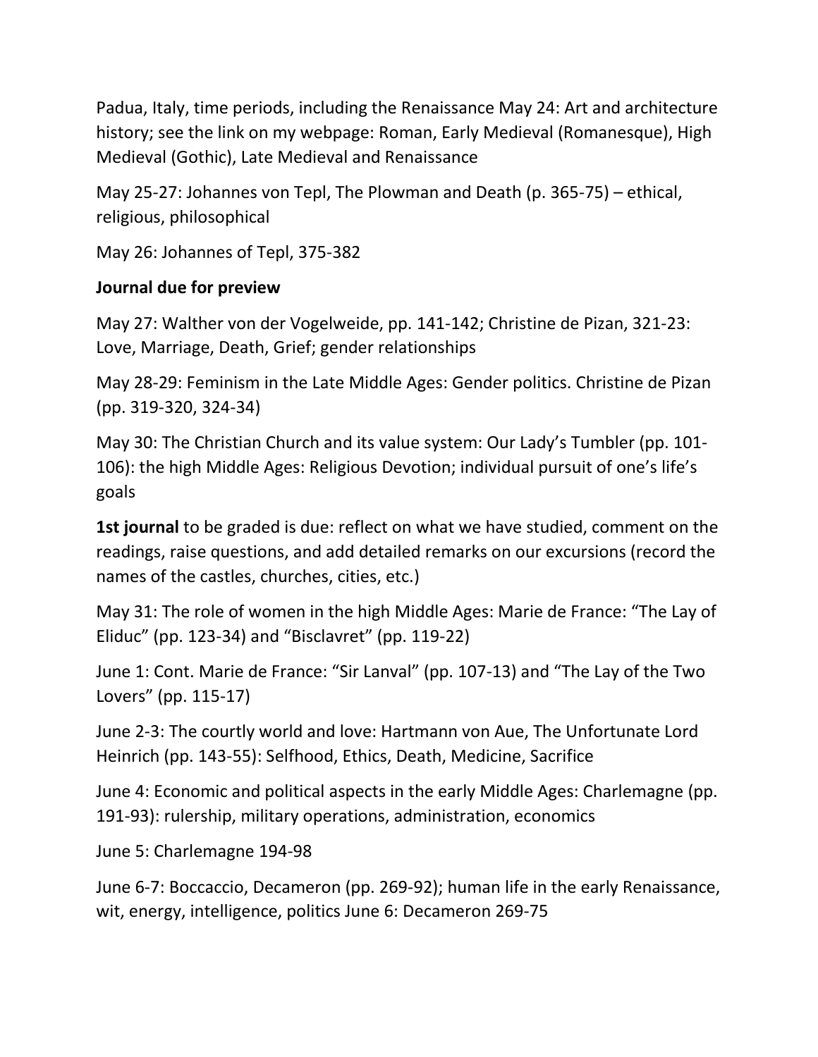Padua, Italy, time periods, including the Renaissance May 24: Art and architecture history; see the link on my webpage: Roman, Early Medieval (Romanesque), High Medieval (Gothic), Late Medieval and Renaissance

May 25-27: Johannes von Tepl, The Plowman and Death (p. 365-75) – ethical, religious, philosophical

May 26: Johannes of Tepl, 375-382

**Journal due for preview**

May 27: Walther von der Vogelweide, pp. 141-142; Christine de Pizan, 321-23: Love, Marriage, Death, Grief; gender relationships

May 28-29: Feminism in the Late Middle Ages: Gender politics. Christine de Pizan (pp. 319-320, 324-34)

May 30: The Christian Church and its value system: Our Lady's Tumbler (pp. 101-106): the high Middle Ages: Religious Devotion; individual pursuit of one's life's goals

**1st journal** to be graded is due: reflect on what we have studied, comment on the readings, raise questions, and add detailed remarks on our excursions (record the names of the castles, churches, cities, etc.)

May 31: The role of women in the high Middle Ages: Marie de France: "The Lay of Eliduc" (pp. 123-34) and "Bisclavret" (pp. 119-22)

June 1: Cont. Marie de France: "Sir Lanval" (pp. 107-13) and "The Lay of the Two Lovers" (pp. 115-17)

June 2-3: The courtly world and love: Hartmann von Aue, The Unfortunate Lord Heinrich (pp. 143-55): Selfhood, Ethics, Death, Medicine, Sacrifice

June 4: Economic and political aspects in the early Middle Ages: Charlemagne (pp. 191-93): rulership, military operations, administration, economics

June 5: Charlemagne 194-98

June 6-7: Boccaccio, Decameron (pp. 269-92); human life in the early Renaissance, wit, energy, intelligence, politics June 6: Decameron 269-75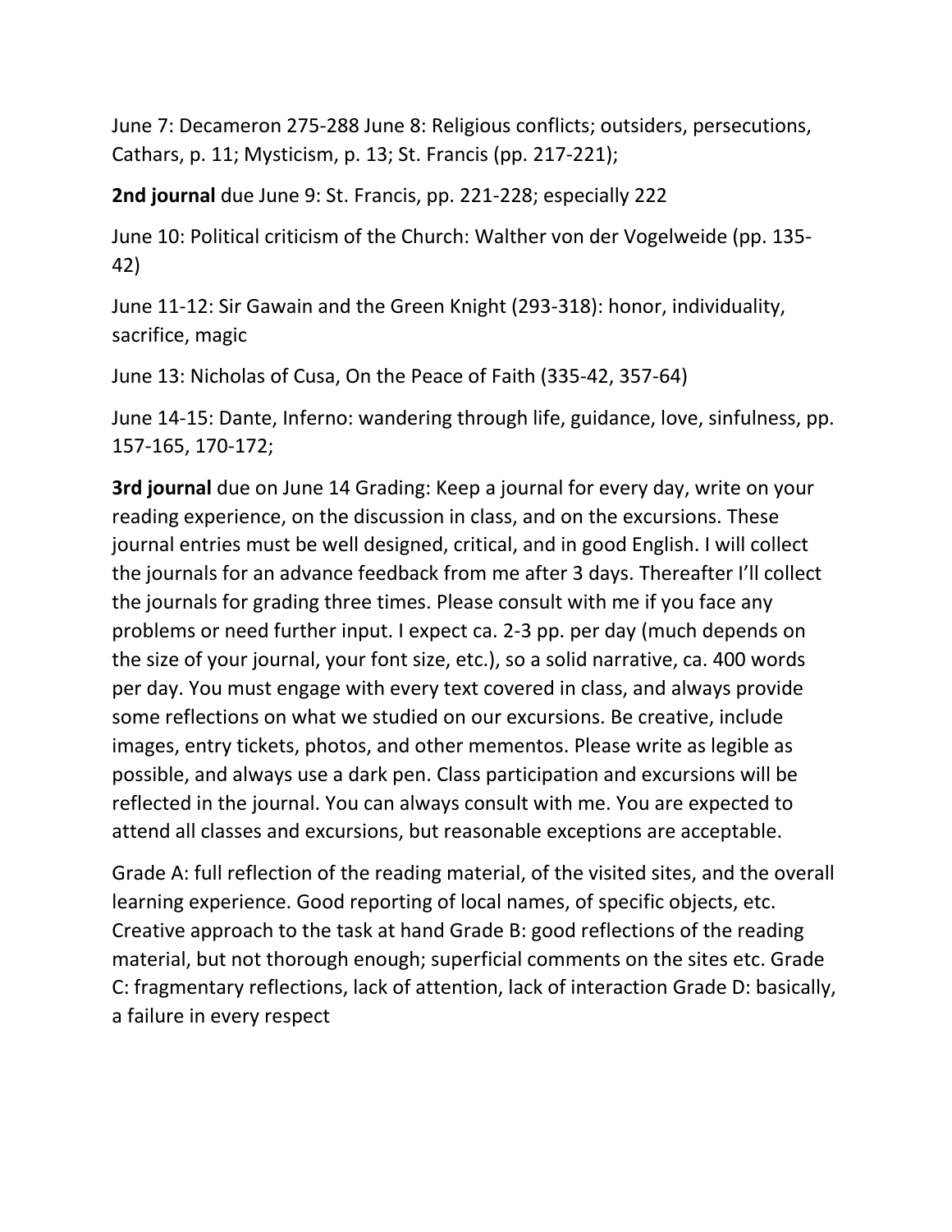June 7: Decameron 275-288 June 8: Religious conflicts; outsiders, persecutions, Cathars, p. 11; Mysticism, p. 13; St. Francis (pp. 217-221);

**2nd journal** due June 9: St. Francis, pp. 221-228; especially 222

June 10: Political criticism of the Church: Walther von der Vogelweide (pp. 135-42)

June 11-12: Sir Gawain and the Green Knight (293-318): honor, individuality, sacrifice, magic

June 13: Nicholas of Cusa, On the Peace of Faith (335-42, 357-64)

June 14-15: Dante, Inferno: wandering through life, guidance, love, sinfulness, pp. 157-165, 170-172;

**3rd journal** due on June 14 Grading: Keep a journal for every day, write on your reading experience, on the discussion in class, and on the excursions. These journal entries must be well designed, critical, and in good English. I will collect the journals for an advance feedback from me after 3 days. Thereafter I'll collect the journals for grading three times. Please consult with me if you face any problems or need further input. I expect ca. 2-3 pp. per day (much depends on the size of your journal, your font size, etc.), so a solid narrative, ca. 400 words per day. You must engage with every text covered in class, and always provide some reflections on what we studied on our excursions. Be creative, include images, entry tickets, photos, and other mementos. Please write as legible as possible, and always use a dark pen. Class participation and excursions will be reflected in the journal. You can always consult with me. You are expected to attend all classes and excursions, but reasonable exceptions are acceptable.

Grade A: full reflection of the reading material, of the visited sites, and the overall learning experience. Good reporting of local names, of specific objects, etc. Creative approach to the task at hand Grade B: good reflections of the reading material, but not thorough enough; superficial comments on the sites etc. Grade C: fragmentary reflections, lack of attention, lack of interaction Grade D: basically, a failure in every respect